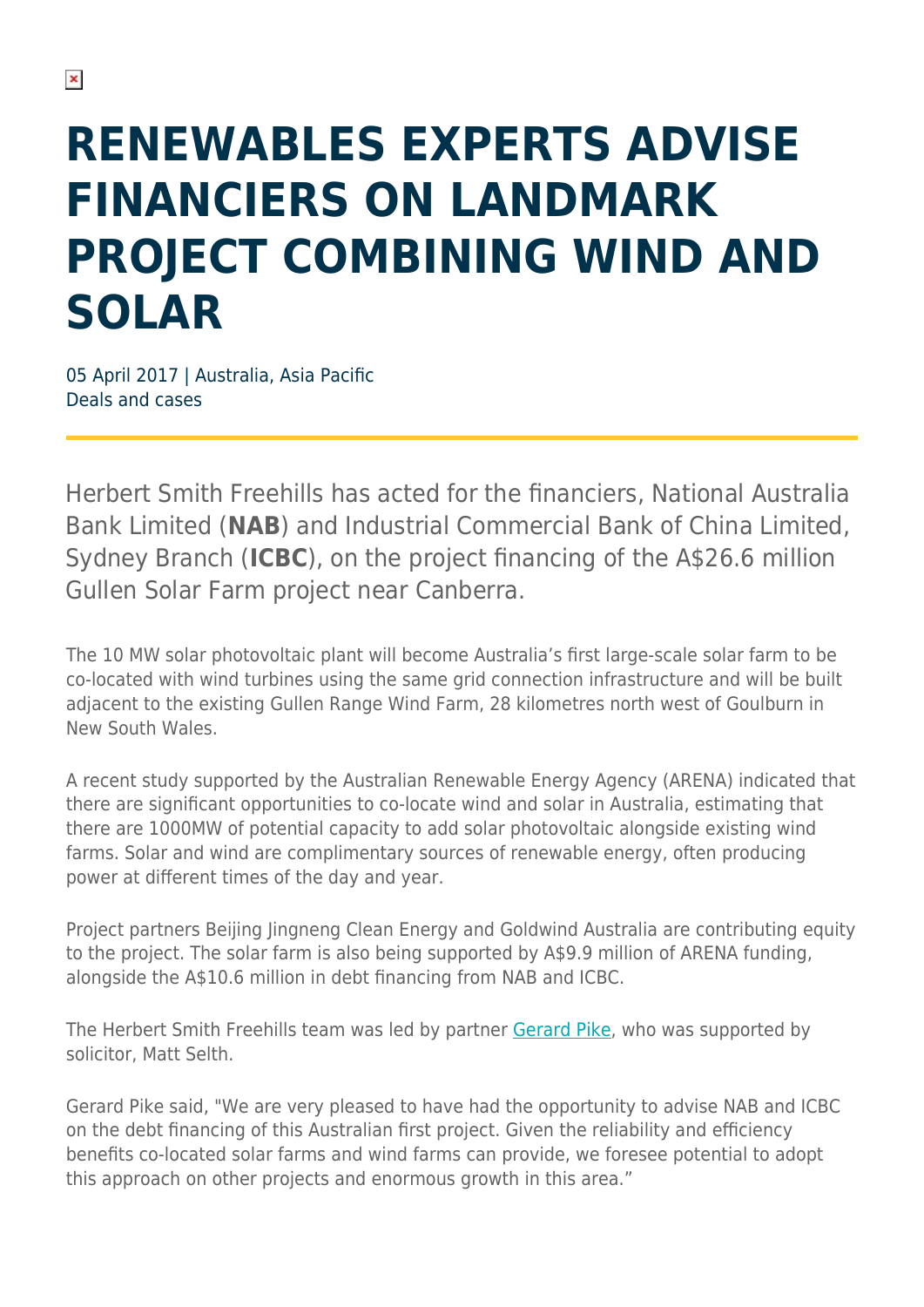# RENEWABLES EXPERTS ADVISE FINANCIERS ON LANDMARK PROJECT COMBINING WIND AND SOLAR

05 April 2017 | Australia, Asia Pacific
Deals and cases

Herbert Smith Freehills has acted for the financiers, National Australia Bank Limited (**NAB**) and Industrial Commercial Bank of China Limited, Sydney Branch (**ICBC**), on the project financing of the A$26.6 million Gullen Solar Farm project near Canberra.

The 10 MW solar photovoltaic plant will become Australia's first large-scale solar farm to be co-located with wind turbines using the same grid connection infrastructure and will be built adjacent to the existing Gullen Range Wind Farm, 28 kilometres north west of Goulburn in New South Wales.

A recent study supported by the Australian Renewable Energy Agency (ARENA) indicated that there are significant opportunities to co-locate wind and solar in Australia, estimating that there are 1000MW of potential capacity to add solar photovoltaic alongside existing wind farms. Solar and wind are complimentary sources of renewable energy, often producing power at different times of the day and year.

Project partners Beijing Jingneng Clean Energy and Goldwind Australia are contributing equity to the project. The solar farm is also being supported by A$9.9 million of ARENA funding, alongside the A$10.6 million in debt financing from NAB and ICBC.

The Herbert Smith Freehills team was led by partner Gerard Pike, who was supported by solicitor, Matt Selth.

Gerard Pike said, "We are very pleased to have had the opportunity to advise NAB and ICBC on the debt financing of this Australian first project. Given the reliability and efficiency benefits co-located solar farms and wind farms can provide, we foresee potential to adopt this approach on other projects and enormous growth in this area."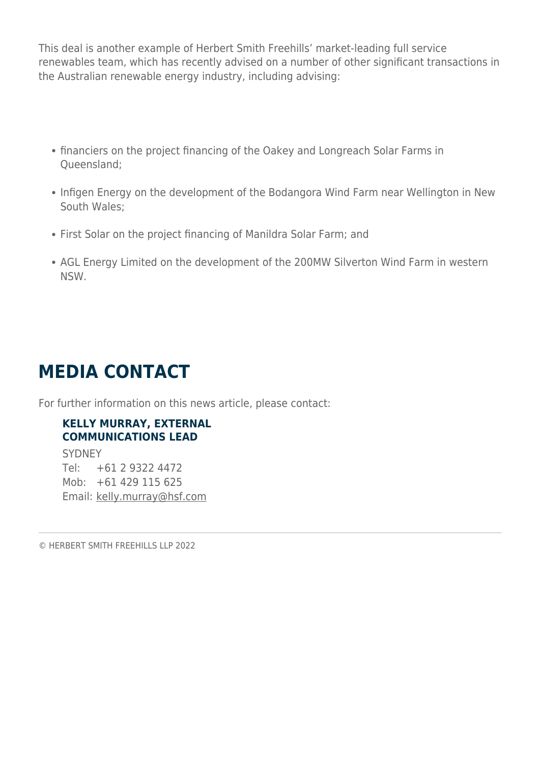This deal is another example of Herbert Smith Freehills' market-leading full service renewables team, which has recently advised on a number of other significant transactions in the Australian renewable energy industry, including advising:

- financiers on the project financing of the Oakey and Longreach Solar Farms in Queensland;
- Infigen Energy on the development of the Bodangora Wind Farm near Wellington in New South Wales;
- First Solar on the project financing of Manildra Solar Farm; and
- AGL Energy Limited on the development of the 200MW Silverton Wind Farm in western NSW.

## MEDIA CONTACT

For further information on this news article, please contact:

**KELLY MURRAY, EXTERNAL COMMUNICATIONS LEAD**

SYDNEY
Tel: +61 2 9322 4472
Mob: +61 429 115 625
Email: kelly.murray@hsf.com

© HERBERT SMITH FREEHILLS LLP 2022